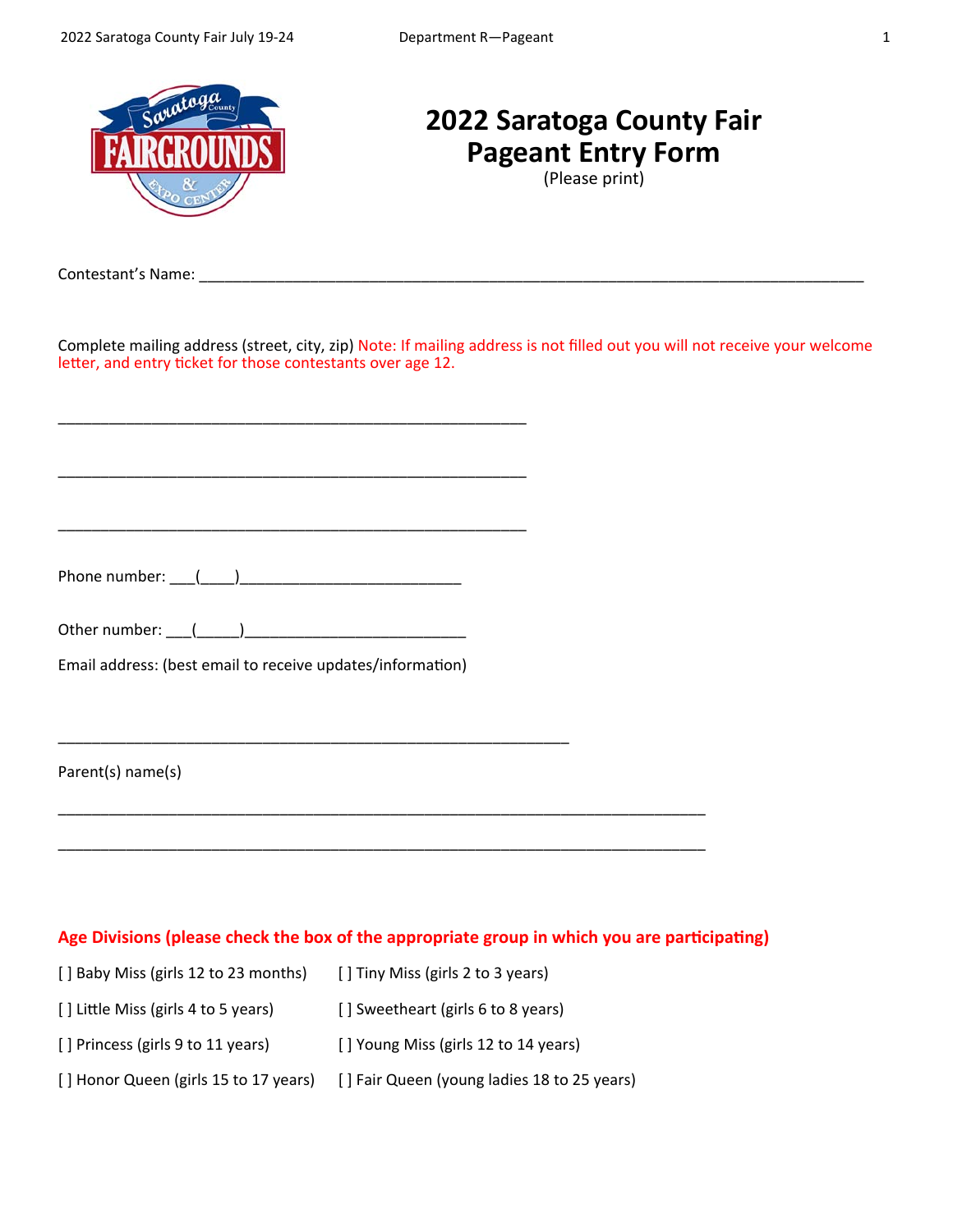# 2022 Saratoga County Fair Pageant Entry Form

(Please print)

Contestant's Name: ___________________________________________________________________________

Complete mailing address (street, city, zip) Note: If mailing address is not filled out you will not receive your welcome letter, and entry ticket for those contestants over age 12.

_____________________________________________________

_____________________________________________________

_____________________________________________________

Phone number: ___(____)_________________________

Other number: ___(_____)_________________________

Email address: (best email to receive updates/information)

__________________________________________________________

Parent(s) name(s)

_________________________________________________________________________

_________________________________________________________________________

**Age Divisions (please check the box of the appropriate group in which you are participating)**

[ ] Baby Miss (girls 12 to 23 months)

[ ] Tiny Miss (girls 2 to 3 years)

[ ] Little Miss (girls 4 to 5 years)

[ ] Sweetheart (girls 6 to 8 years)

[ ] Princess (girls 9 to 11 years)

[ ] Young Miss (girls 12 to 14 years)

[ ] Honor Queen (girls 15 to 17 years)

[ ] Fair Queen (young ladies 18 to 25 years)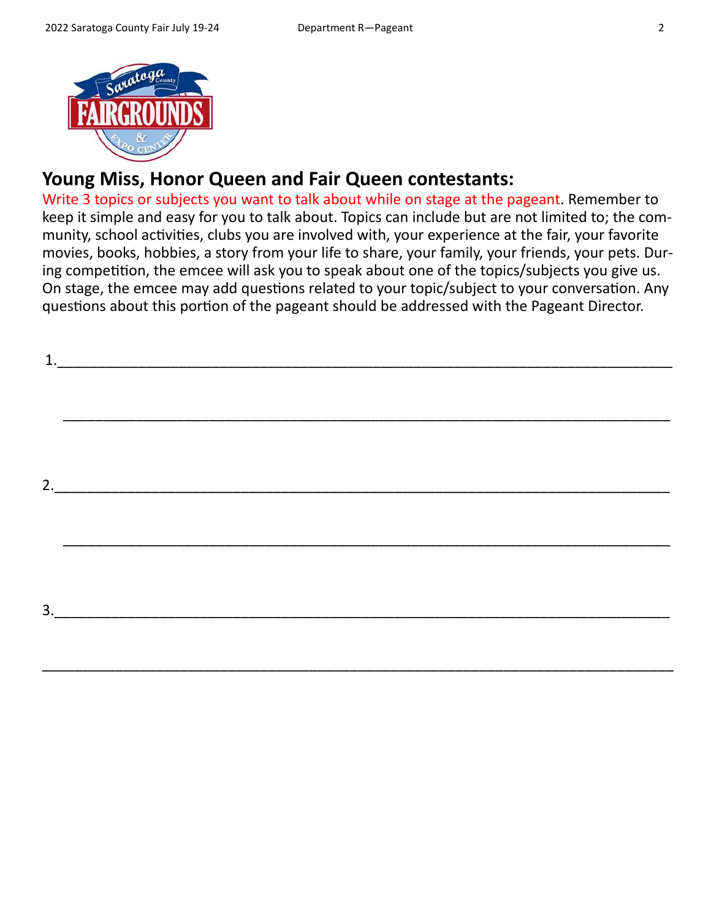## Young Miss, Honor Queen and Fair Queen contestants:

Write 3 topics or subjects you want to talk about while on stage at the pageant. Remember to keep it simple and easy for you to talk about. Topics can include but are not limited to; the community, school activities, clubs you are involved with, your experience at the fair, your favorite movies, books, hobbies, a story from your life to share, your family, your friends, your pets. During competition, the emcee will ask you to speak about one of the topics/subjects you give us. On stage, the emcee may add questions related to your topic/subject to your conversation. Any questions about this portion of the pageant should be addressed with the Pageant Director.

1.______________________________________________________________________________

______________________________________________________________________________

2.______________________________________________________________________________

______________________________________________________________________________

3.______________________________________________________________________________

______________________________________________________________________________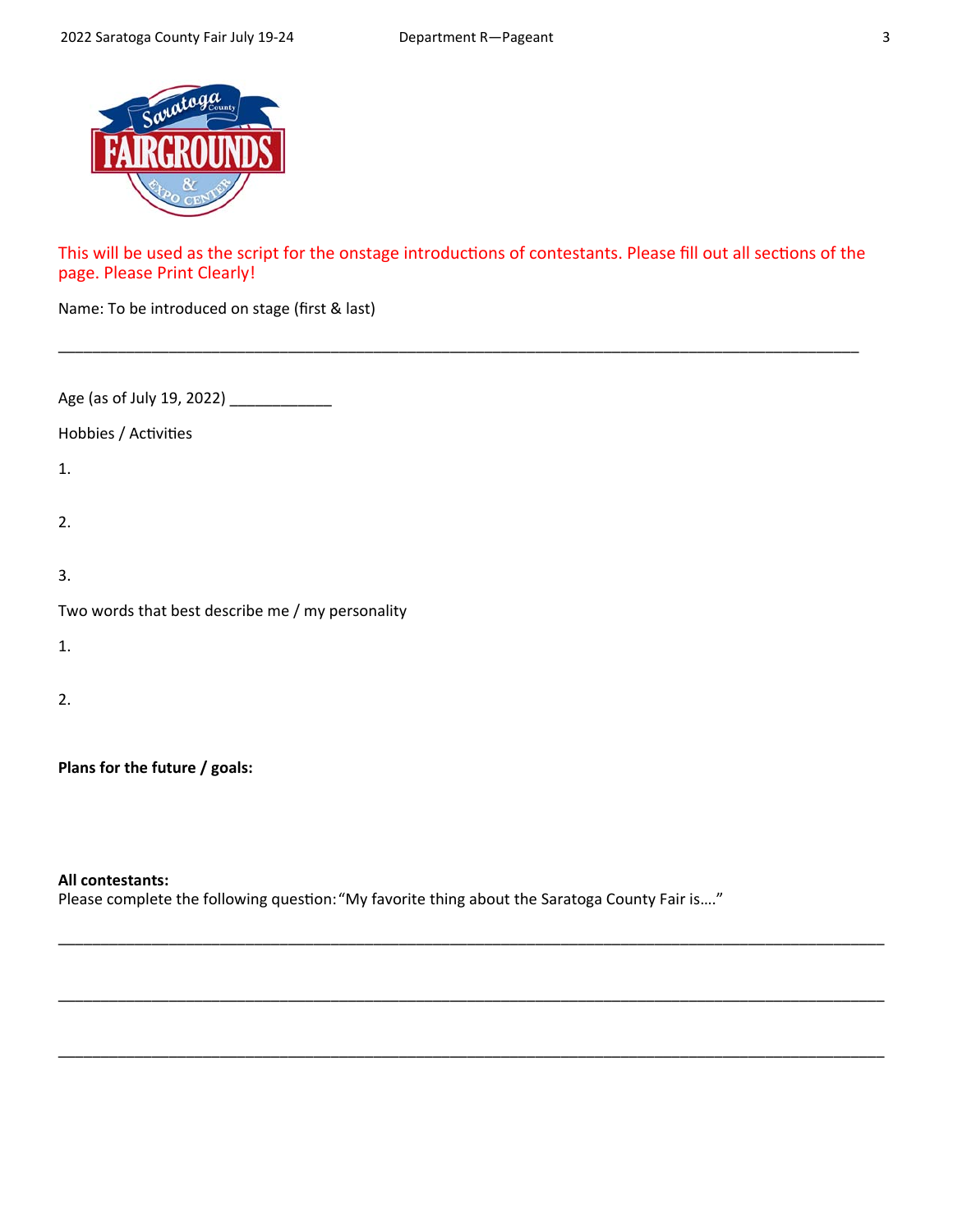This will be used as the script for the onstage introductions of contestants. Please fill out all sections of the page. Please Print Clearly!

Name: To be introduced on stage (first & last)

_______________________________________________________________________________________

Age (as of July 19, 2022) ____________

Hobbies / Activities

1.

2.

3.

Two words that best describe me / my personality

1.

2.

**Plans for the future / goals:**

**All contestants:**
Please complete the following question: "My favorite thing about the Saratoga County Fair is…."

_______________________________________________________________________________________

_______________________________________________________________________________________

_______________________________________________________________________________________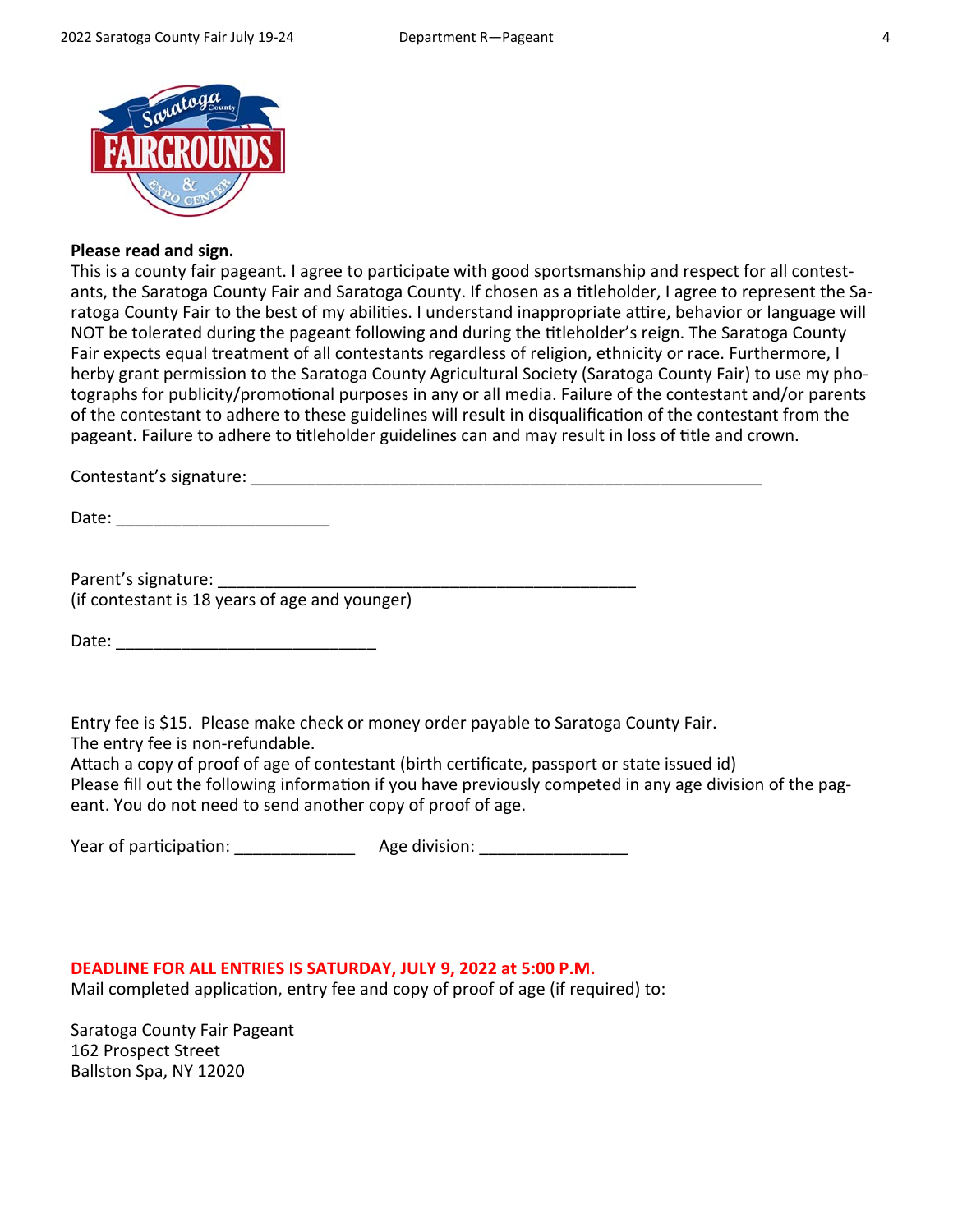**Please read and sign.**

This is a county fair pageant. I agree to participate with good sportsmanship and respect for all contestants, the Saratoga County Fair and Saratoga County. If chosen as a titleholder, I agree to represent the Saratoga County Fair to the best of my abilities. I understand inappropriate attire, behavior or language will NOT be tolerated during the pageant following and during the titleholder's reign. The Saratoga County Fair expects equal treatment of all contestants regardless of religion, ethnicity or race. Furthermore, I herby grant permission to the Saratoga County Agricultural Society (Saratoga County Fair) to use my photographs for publicity/promotional purposes in any or all media. Failure of the contestant and/or parents of the contestant to adhere to these guidelines will result in disqualification of the contestant from the pageant. Failure to adhere to titleholder guidelines can and may result in loss of title and crown.

Contestant's signature: ________________________________________________________

Date: _______________________

Parent's signature: _____________________________________________

(if contestant is 18 years of age and younger)

Date: ____________________________

Entry fee is $15. Please make check or money order payable to Saratoga County Fair.

The entry fee is non-refundable.

Attach a copy of proof of age of contestant (birth certificate, passport or state issued id)

Please fill out the following information if you have previously competed in any age division of the pageant. You do not need to send another copy of proof of age.

Year of participation: _____________ Age division: ________________

**DEADLINE FOR ALL ENTRIES IS SATURDAY, JULY 9, 2022 at 5:00 P.M.**

Mail completed application, entry fee and copy of proof of age (if required) to:

Saratoga County Fair Pageant
162 Prospect Street
Ballston Spa, NY 12020